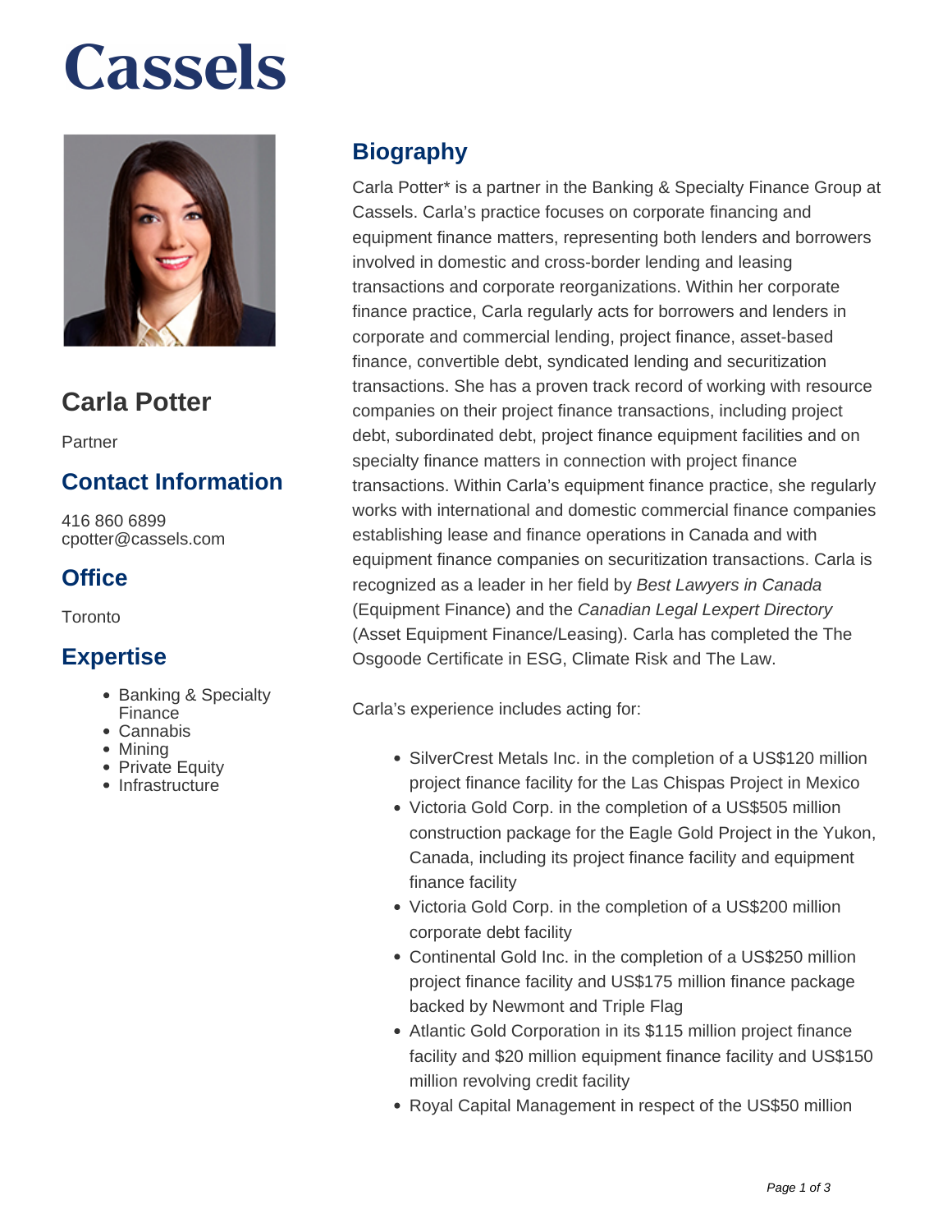# Cassels

## Carla Potter

Partner

## Contact Information

416 860 6899
cpotter@cassels.com

## Office

Toronto

## Expertise

- Banking & Specialty Finance
- Cannabis
- Mining
- Private Equity
- Infrastructure

## Biography

Carla Potter* is a partner in the Banking & Specialty Finance Group at Cassels. Carla's practice focuses on corporate financing and equipment finance matters, representing both lenders and borrowers involved in domestic and cross-border lending and leasing transactions and corporate reorganizations. Within her corporate finance practice, Carla regularly acts for borrowers and lenders in corporate and commercial lending, project finance, asset-based finance, convertible debt, syndicated lending and securitization transactions. She has a proven track record of working with resource companies on their project finance transactions, including project debt, subordinated debt, project finance equipment facilities and on specialty finance matters in connection with project finance transactions. Within Carla's equipment finance practice, she regularly works with international and domestic commercial finance companies establishing lease and finance operations in Canada and with equipment finance companies on securitization transactions. Carla is recognized as a leader in her field by *Best Lawyers in Canada* (Equipment Finance) and the *Canadian Legal Lexpert Directory* (Asset Equipment Finance/Leasing). Carla has completed the The Osgoode Certificate in ESG, Climate Risk and The Law.

Carla's experience includes acting for:

- SilverCrest Metals Inc. in the completion of a US$120 million project finance facility for the Las Chispas Project in Mexico
- Victoria Gold Corp. in the completion of a US$505 million construction package for the Eagle Gold Project in the Yukon, Canada, including its project finance facility and equipment finance facility
- Victoria Gold Corp. in the completion of a US$200 million corporate debt facility
- Continental Gold Inc. in the completion of a US$250 million project finance facility and US$175 million finance package backed by Newmont and Triple Flag
- Atlantic Gold Corporation in its $115 million project finance facility and $20 million equipment finance facility and US$150 million revolving credit facility
- Royal Capital Management in respect of the US$50 million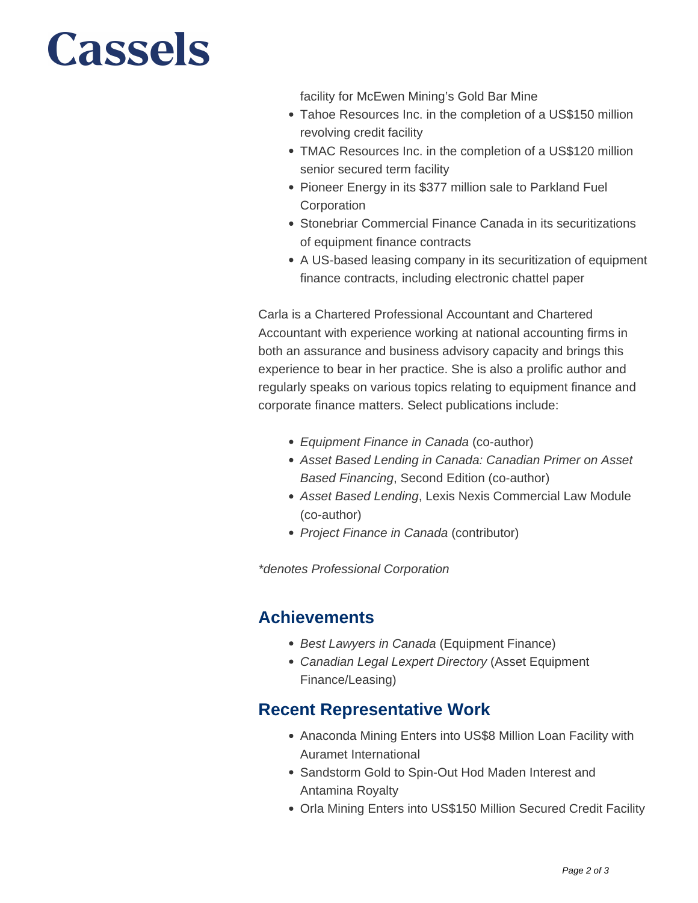- facility for McEwen Mining's Gold Bar Mine
- Tahoe Resources Inc. in the completion of a US$150 million revolving credit facility
- TMAC Resources Inc. in the completion of a US$120 million senior secured term facility
- Pioneer Energy in its $377 million sale to Parkland Fuel Corporation
- Stonebriar Commercial Finance Canada in its securitizations of equipment finance contracts
- A US-based leasing company in its securitization of equipment finance contracts, including electronic chattel paper

Carla is a Chartered Professional Accountant and Chartered Accountant with experience working at national accounting firms in both an assurance and business advisory capacity and brings this experience to bear in her practice. She is also a prolific author and regularly speaks on various topics relating to equipment finance and corporate finance matters. Select publications include:

- *Equipment Finance in Canada* (co-author)
- *Asset Based Lending in Canada: Canadian Primer on Asset Based Financing*, Second Edition (co-author)
- *Asset Based Lending*, Lexis Nexis Commercial Law Module (co-author)
- *Project Finance in Canada* (contributor)

*\*denotes Professional Corporation*

## Achievements

- *Best Lawyers in Canada* (Equipment Finance)
- *Canadian Legal Lexpert Directory* (Asset Equipment Finance/Leasing)

## Recent Representative Work

- Anaconda Mining Enters into US$8 Million Loan Facility with Auramet International
- Sandstorm Gold to Spin-Out Hod Maden Interest and Antamina Royalty
- Orla Mining Enters into US$150 Million Secured Credit Facility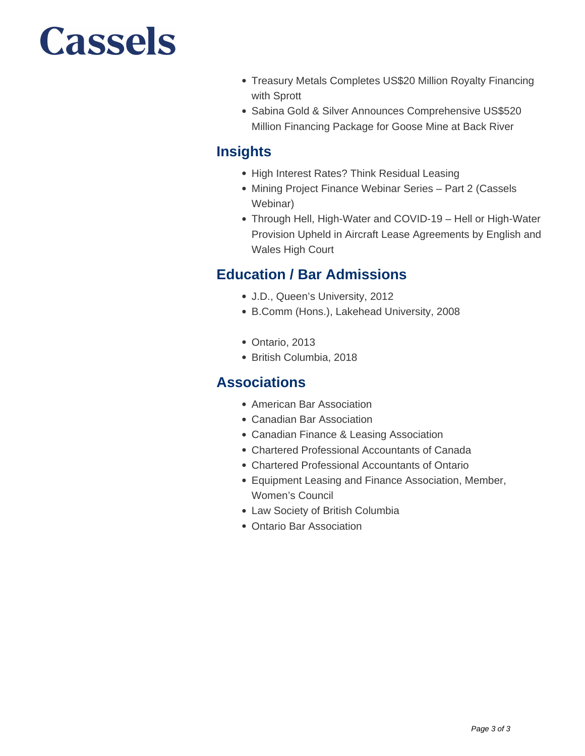- Treasury Metals Completes US$20 Million Royalty Financing with Sprott
- Sabina Gold & Silver Announces Comprehensive US$520 Million Financing Package for Goose Mine at Back River

## Insights

- High Interest Rates? Think Residual Leasing
- Mining Project Finance Webinar Series – Part 2 (Cassels Webinar)
- Through Hell, High-Water and COVID-19 – Hell or High-Water Provision Upheld in Aircraft Lease Agreements by English and Wales High Court

## Education / Bar Admissions

- J.D., Queen's University, 2012
- B.Comm (Hons.), Lakehead University, 2008

- Ontario, 2013
- British Columbia, 2018

## Associations

- American Bar Association
- Canadian Bar Association
- Canadian Finance & Leasing Association
- Chartered Professional Accountants of Canada
- Chartered Professional Accountants of Ontario
- Equipment Leasing and Finance Association, Member, Women's Council
- Law Society of British Columbia
- Ontario Bar Association